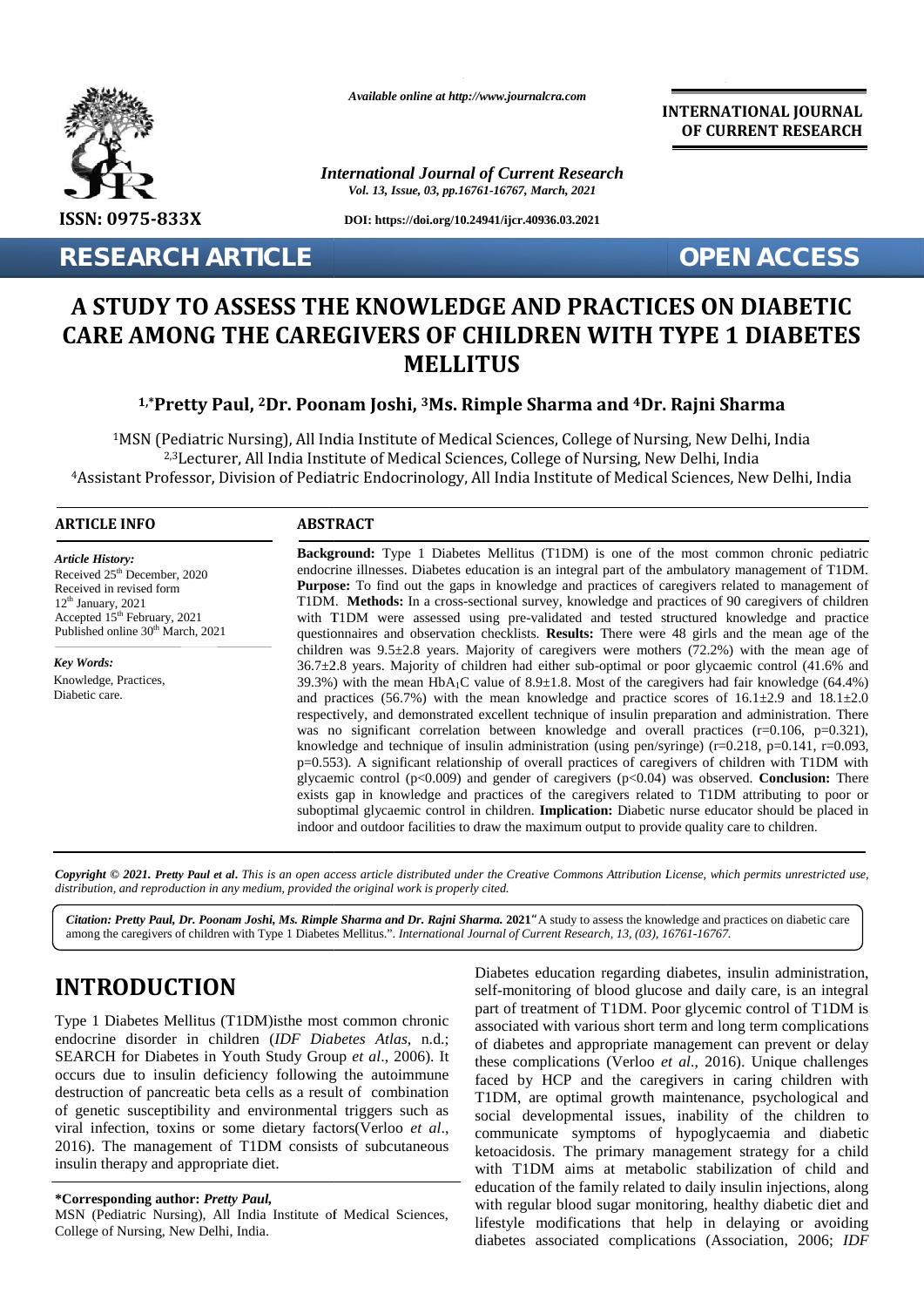*Available online at http://www.journalcra.com*

**INTERNATIONAL JOURNAL OF CURRENT RESEARCH**

*International Journal of Current Research*
*Vol. 13, Issue, 03, pp.16761-16767, March, 2021*

**ISSN: 0975-833X**

**DOI: https://doi.org/10.24941/ijcr.40936.03.2021**

**RESEARCH ARTICLE** **OPEN ACCESS**

# A STUDY TO ASSESS THE KNOWLEDGE AND PRACTICES ON DIABETIC CARE AMONG THE CAREGIVERS OF CHILDREN WITH TYPE 1 DIABETES MELLITUS

**[1,*]Pretty Paul, [2]Dr. Poonam Joshi, [3]Ms. Rimple Sharma and [4]Dr. Rajni Sharma**

[1]MSN (Pediatric Nursing), All India Institute of Medical Sciences, College of Nursing, New Delhi, India
[2,3]Lecturer, All India Institute of Medical Sciences, College of Nursing, New Delhi, India
[4]Assistant Professor, Division of Pediatric Endocrinology, All India Institute of Medical Sciences, New Delhi, India

### ARTICLE INFO

*Article History:*
Received 25[th] December, 2020
Received in revised form
12[th] January, 2021
Accepted 15[th] February, 2021
Published online 30[th] March, 2021

*Key Words:*
Knowledge, Practices,
Diabetic care.

### ABSTRACT

**Background:** Type 1 Diabetes Mellitus (T1DM) is one of the most common chronic pediatric endocrine illnesses. Diabetes education is an integral part of the ambulatory management of T1DM. **Purpose:** To find out the gaps in knowledge and practices of caregivers related to management of T1DM. **Methods:** In a cross-sectional survey, knowledge and practices of 90 caregivers of children with T1DM were assessed using pre-validated and tested structured knowledge and practice questionnaires and observation checklists. **Results:** There were 48 girls and the mean age of the children was 9.5±2.8 years. Majority of caregivers were mothers (72.2%) with the mean age of 36.7±2.8 years. Majority of children had either sub-optimal or poor glycaemic control (41.6% and 39.3%) with the mean $HbA_1C$ value of 8.9±1.8. Most of the caregivers had fair knowledge (64.4%) and practices (56.7%) with the mean knowledge and practice scores of 16.1±2.9 and 18.1±2.0 respectively, and demonstrated excellent technique of insulin preparation and administration. There was no significant correlation between knowledge and overall practices ($r=0.106$, $p=0.321$), knowledge and technique of insulin administration (using pen/syringe) ($r=0.218$, $p=0.141$, $r=0.093$, $p=0.553$). A significant relationship of overall practices of caregivers of children with T1DM with glycaemic control ($p<0.009$) and gender of caregivers ($p<0.04$) was observed. **Conclusion:** There exists gap in knowledge and practices of the caregivers related to T1DM attributing to poor or suboptimal glycaemic control in children. **Implication:** Diabetic nurse educator should be placed in indoor and outdoor facilities to draw the maximum output to provide quality care to children.

***Copyright © 2021. Pretty Paul et al.*** *This is an open access article distributed under the Creative Commons Attribution License, which permits unrestricted use, distribution, and reproduction in any medium, provided the original work is properly cited.*

***Citation: Pretty Paul, Dr. Poonam Joshi, Ms. Rimple Sharma and Dr. Rajni Sharma.* 2021**"A study to assess the knowledge and practices on diabetic care among the caregivers of children with Type 1 Diabetes Mellitus.". *International Journal of Current Research, 13, (03), 16761-16767.*

## INTRODUCTION

Type 1 Diabetes Mellitus (T1DM)isthe most common chronic endocrine disorder in children (*IDF Diabetes Atlas*, n.d.; SEARCH for Diabetes in Youth Study Group *et al*., 2006). It occurs due to insulin deficiency following the autoimmune destruction of pancreatic beta cells as a result of combination of genetic susceptibility and environmental triggers such as viral infection, toxins or some dietary factors(Verloo *et al*., 2016). The management of T1DM consists of subcutaneous insulin therapy and appropriate diet. Diabetes education regarding diabetes, insulin administration, self-monitoring of blood glucose and daily care, is an integral part of treatment of T1DM. Poor glycemic control of T1DM is associated with various short term and long term complications of diabetes and appropriate management can prevent or delay these complications (Verloo *et al*., 2016). Unique challenges faced by HCP and the caregivers in caring children with T1DM, are optimal growth maintenance, psychological and social developmental issues, inability of the children to communicate symptoms of hypoglycaemia and diabetic ketoacidosis. The primary management strategy for a child with T1DM aims at metabolic stabilization of child and education of the family related to daily insulin injections, along with regular blood sugar monitoring, healthy diabetic diet and lifestyle modifications that help in delaying or avoiding diabetes associated complications (Association, 2006; *IDF*

**\*Corresponding author: *Pretty Paul,***
MSN (Pediatric Nursing), All India Institute of Medical Sciences, College of Nursing, New Delhi, India.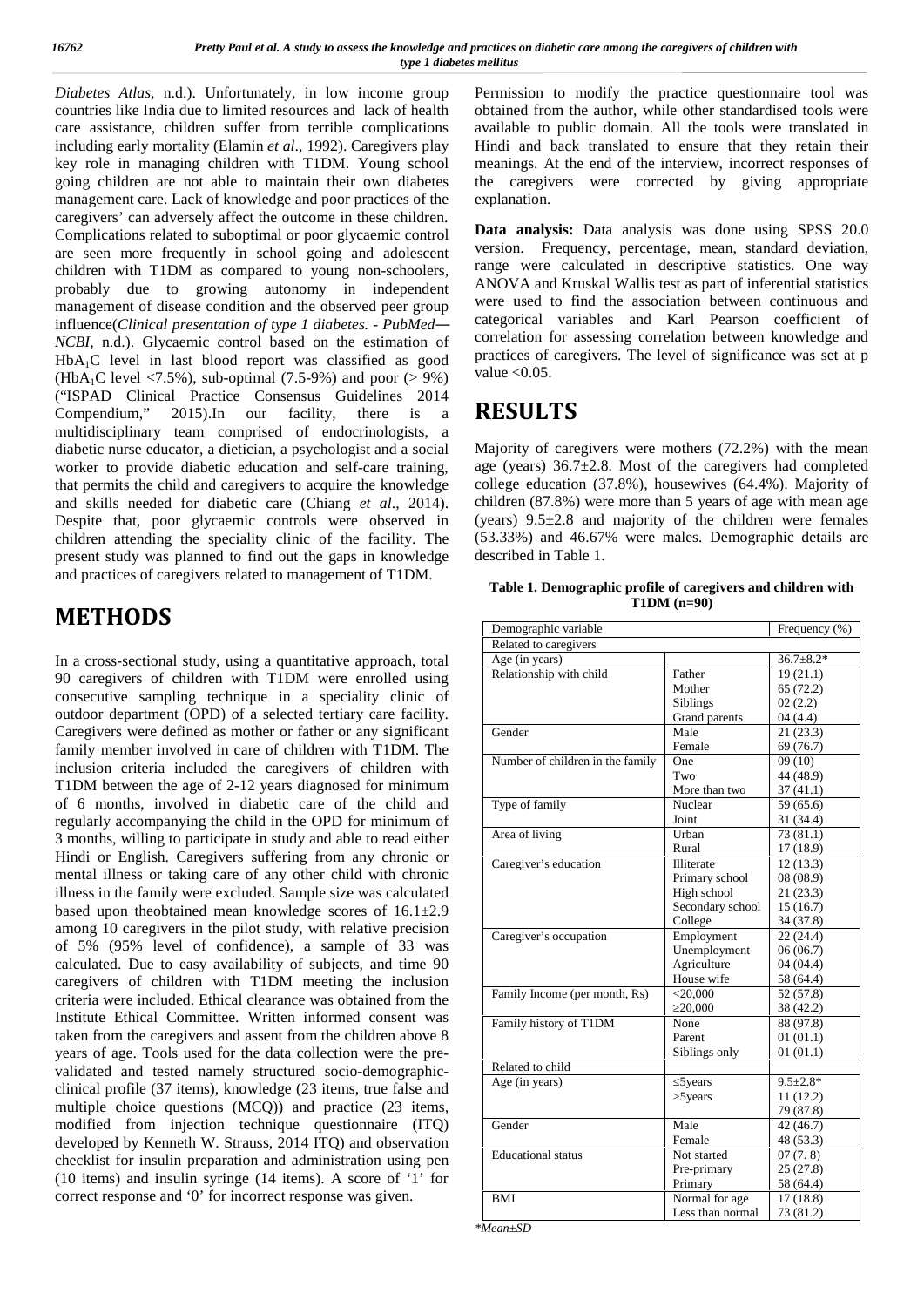*Diabetes Atlas*, n.d.). Unfortunately, in low income group countries like India due to limited resources and lack of health care assistance, children suffer from terrible complications including early mortality (Elamin *et al*., 1992). Caregivers play key role in managing children with T1DM. Young school going children are not able to maintain their own diabetes management care. Lack of knowledge and poor practices of the caregivers' can adversely affect the outcome in these children. Complications related to suboptimal or poor glycaemic control are seen more frequently in school going and adolescent children with T1DM as compared to young non-schoolers, probably due to growing autonomy in independent management of disease condition and the observed peer group influence(*Clinical presentation of type 1 diabetes. - PubMed—NCBI*, n.d.). Glycaemic control based on the estimation of $HbA_1C$ level in last blood report was classified as good ($HbA_1C$ level <7.5%), sub-optimal (7.5-9%) and poor (> 9%) ("ISPAD Clinical Practice Consensus Guidelines 2014 Compendium," 2015).In our facility, there is a multidisciplinary team comprised of endocrinologists, a diabetic nurse educator, a dietician, a psychologist and a social worker to provide diabetic education and self-care training, that permits the child and caregivers to acquire the knowledge and skills needed for diabetic care (Chiang *et al*., 2014). Despite that, poor glycaemic controls were observed in children attending the speciality clinic of the facility. The present study was planned to find out the gaps in knowledge and practices of caregivers related to management of T1DM.

# METHODS

In a cross-sectional study, using a quantitative approach, total 90 caregivers of children with T1DM were enrolled using consecutive sampling technique in a speciality clinic of outdoor department (OPD) of a selected tertiary care facility. Caregivers were defined as mother or father or any significant family member involved in care of children with T1DM. The inclusion criteria included the caregivers of children with T1DM between the age of 2-12 years diagnosed for minimum of 6 months, involved in diabetic care of the child and regularly accompanying the child in the OPD for minimum of 3 months, willing to participate in study and able to read either Hindi or English. Caregivers suffering from any chronic or mental illness or taking care of any other child with chronic illness in the family were excluded. Sample size was calculated based upon theobtained mean knowledge scores of 16.1±2.9 among 10 caregivers in the pilot study, with relative precision of 5% (95% level of confidence), a sample of 33 was calculated. Due to easy availability of subjects, and time 90 caregivers of children with T1DM meeting the inclusion criteria were included. Ethical clearance was obtained from the Institute Ethical Committee. Written informed consent was taken from the caregivers and assent from the children above 8 years of age. Tools used for the data collection were the pre-validated and tested namely structured socio-demographic-clinical profile (37 items), knowledge (23 items, true false and multiple choice questions (MCQ)) and practice (23 items, modified from injection technique questionnaire (ITQ) developed by Kenneth W. Strauss, 2014 ITQ) and observation checklist for insulin preparation and administration using pen (10 items) and insulin syringe (14 items). A score of '1' for correct response and '0' for incorrect response was given. Permission to modify the practice questionnaire tool was obtained from the author, while other standardised tools were available to public domain. All the tools were translated in Hindi and back translated to ensure that they retain their meanings. At the end of the interview, incorrect responses of the caregivers were corrected by giving appropriate explanation.

**Data analysis:** Data analysis was done using SPSS 20.0 version. Frequency, percentage, mean, standard deviation, range were calculated in descriptive statistics. One way ANOVA and Kruskal Wallis test as part of inferential statistics were used to find the association between continuous and categorical variables and Karl Pearson coefficient of correlation for assessing correlation between knowledge and practices of caregivers. The level of significance was set at p value <0.05.

# RESULTS

Majority of caregivers were mothers (72.2%) with the mean age (years) 36.7±2.8. Most of the caregivers had completed college education (37.8%), housewives (64.4%). Majority of children (87.8%) were more than 5 years of age with mean age (years) 9.5±2.8 and majority of the children were females (53.33%) and 46.67% were males. Demographic details are described in Table 1.

**Table 1. Demographic profile of caregivers and children with T1DM (n=90)**

| Demographic variable | | Frequency (%) |
|---|---|---|
| Related to caregivers | | |
| Age (in years) | | 36.7±8.2* |
| Relationship with child | Father | 19 (21.1) |
| | Mother | 65 (72.2) |
| | Siblings | 02 (2.2) |
| | Grand parents | 04 (4.4) |
| Gender | Male | 21 (23.3) |
| | Female | 69 (76.7) |
| Number of children in the family | One | 09 (10) |
| | Two | 44 (48.9) |
| | More than two | 37 (41.1) |
| Type of family | Nuclear | 59 (65.6) |
| | Joint | 31 (34.4) |
| Area of living | Urban | 73 (81.1) |
| | Rural | 17 (18.9) |
| Caregiver's education | Illiterate | 12 (13.3) |
| | Primary school | 08 (08.9) |
| | High school | 21 (23.3) |
| | Secondary school | 15 (16.7) |
| | College | 34 (37.8) |
| Caregiver's occupation | Employment | 22 (24.4) |
| | Unemployment | 06 (06.7) |
| | Agriculture | 04 (04.4) |
| | House wife | 58 (64.4) |
| Family Income (per month, Rs) | <20,000 | 52 (57.8) |
| | ≥20,000 | 38 (42.2) |
| Family history of T1DM | None | 88 (97.8) |
| | Parent | 01 (01.1) |
| | Siblings only | 01 (01.1) |
| Related to child | | |
| Age (in years) | | 9.5±2.8* |
| | ≤5years | 11 (12.2) |
| | >5years | 79 (87.8) |
| Gender | Male | 42 (46.7) |
| | Female | 48 (53.3) |
| Educational status | Not started | 07 (7. 8) |
| | Pre-primary | 25 (27.8) |
| | Primary | 58 (64.4) |
| BMI | Normal for age | 17 (18.8) |
| | Less than normal | 73 (81.2) |

*Mean±SD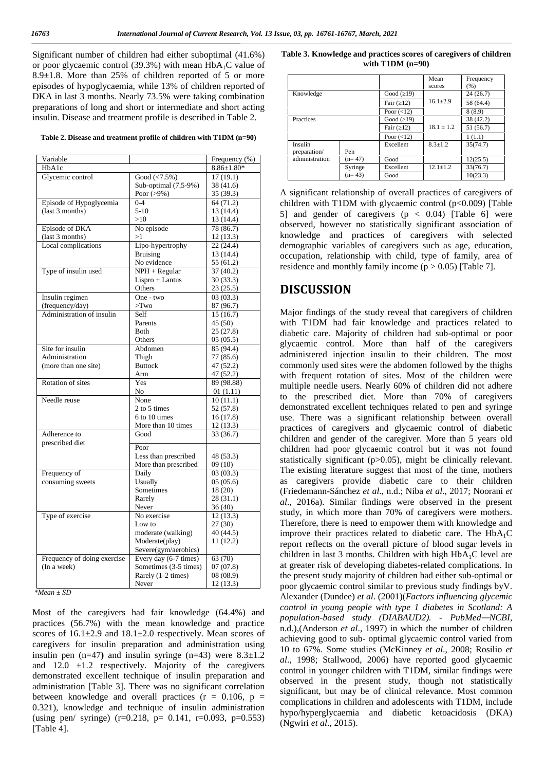Significant number of children had either suboptimal (41.6%) or poor glycaemic control (39.3%) with mean $HbA_1C$ value of 8.9±1.8. More than 25% of children reported of 5 or more episodes of hypoglycaemia, while 13% of children reported of DKA in last 3 months. Nearly 73.5% were taking combination preparations of long and short or intermediate and short acting insulin. Disease and treatment profile is described in Table 2.

**Table 2. Disease and treatment profile of children with T1DM (n=90)**

| Variable | | Frequency (%) |
|---|---|---|
| HbA1c | | 8.86±1.80* |
| Glycemic control | Good (<7.5%) | 17 (19.1) |
| | Sub-optimal (7.5-9%) | 38 (41.6) |
| | Poor (>9%) | 35 (39.3) |
| Episode of Hypoglycemia (last 3 months) | 0-4 | 64 (71.2) |
| | 5-10 | 13 (14.4) |
| | >10 | 13 (14.4) |
| Episode of DKA (last 3 months) | No episode | 78 (86.7) |
| | >1 | 12 (13.3) |
| Local complications | Lipo-hypertrophy | 22 (24.4) |
| | Bruising | 13 (14.4) |
| | No evidence | 55 (61.2) |
| Type of insulin used | NPH + Regular | 37 (40.2) |
| | Lispro + Lantus | 30 (33.3) |
| | Others | 23 (25.5) |
| Insulin regimen (frequency/day) | One - two | 03 (03.3) |
| | >Two | 87 (96.7) |
| Administration of insulin | Self | 15 (16.7) |
| | Parents | 45 (50) |
| | Both | 25 (27.8) |
| | Others | 05 (05.5) |
| Site for insulin Administration (more than one site) | Abdomen | 85 (94.4) |
| | Thigh | 77 (85.6) |
| | Buttock | 47 (52.2) |
| | Arm | 47 (52.2) |
| Rotation of sites | Yes | 89 (98.88) |
| | No | 01 (1.11) |
| Needle reuse | None | 10 (11.1) |
| | 2 to 5 times | 52 (57.8) |
| | 6 to 10 times | 16 (17.8) |
| | More than 10 times | 12 (13.3) |
| Adherence to prescribed diet | Good | 33 (36.7) |
| | Poor | |
| | Less than prescribed | 48 (53.3) |
| | More than prescribed | 09 (10) |
| Frequency of consuming sweets | Daily | 03 (03.3) |
| | Usually | 05 (05.6) |
| | Sometimes | 18 (20) |
| | Rarely | 28 (31.1) |
| | Never | 36 (40) |
| Type of exercise | No exercise | 12 (13.3) |
| | Low to moderate (walking) | 27 (30) |
| | Moderate(play) | 40 (44.5) |
| | Severe(gym/aerobics) | 11 (12.2) |
| Frequency of doing exercise (In a week) | Every day (6-7 times) | 63 (70) |
| | Sometimes (3-5 times) | 07 (07.8) |
| | Rarely (1-2 times) | 08 (08.9) |
| | Never | 12 (13.3) |

*Mean ± SD

Most of the caregivers had fair knowledge (64.4%) and practices (56.7%) with the mean knowledge and practice scores of 16.1±2.9 and 18.1±2.0 respectively. Mean scores of caregivers for insulin preparation and administration using insulin pen (n=47**)** and insulin syringe (n=43) were 8.3±1.2 and 12.0 ±1.2 respectively. Majority of the caregivers demonstrated excellent technique of insulin preparation and administration [Table 3]. There was no significant correlation between knowledge and overall practices ($r = 0.106$, $p = 0.321$), knowledge and technique of insulin administration (using pen/ syringe) ($r=0.218$, $p= 0.141$, $r=0.093$, $p=0.553$) [Table 4].

**Table 3. Knowledge and practices scores of caregivers of children with T1DM (n=90)**

| | | | Mean scores | Frequency (%) |
|---|---|---|---|---|
| Knowledge | | Good (≥19) | 16.1±2.9 | 24 (26.7) |
| | | Fair (≥12) | | 58 (64.4) |
| | | Poor (<12) | | 8 (8.9) |
| Practices | | Good (≥19) | 18.1 ± 1.2 | 38 (42.2) |
| | | Fair (≥12) | | 51 (56.7) |
| | | Poor (<12) | | 1 (1.1) |
| Insulin preparation/ administration | Pen (n= 47) | Excellent | 8.3±1.2 | 35(74.7) |
| | | Good | | 12(25.5) |
| | Syringe (n= 43) | Excellent | 12.1±1.2 | 33(76.7) |
| | | Good | | 10(23.3) |

A significant relationship of overall practices of caregivers of children with T1DM with glycaemic control ($p<0.009$) [Table 5] and gender of caregivers ($p < 0.04$) [Table 6] were observed, however no statistically significant association of knowledge and practices of caregivers with selected demographic variables of caregivers such as age, education, occupation, relationship with child, type of family, area of residence and monthly family income ($p > 0.05$) [Table 7].

# DISCUSSION

Major findings of the study reveal that caregivers of children with T1DM had fair knowledge and practices related to diabetic care. Majority of children had sub-optimal or poor glycaemic control. More than half of the caregivers administered injection insulin to their children. The most commonly used sites were the abdomen followed by the thighs with frequent rotation of sites. Most of the children were multiple needle users. Nearly 60% of children did not adhere to the prescribed diet. More than 70% of caregivers demonstrated excellent techniques related to pen and syringe use. There was a significant relationship between overall practices of caregivers and glycaemic control of diabetic children and gender of the caregiver. More than 5 years old children had poor glycaemic control but it was not found statistically significant ($p>0.05$), might be clinically relevant. The existing literature suggest that most of the time, mothers as caregivers provide diabetic care to their children (Friedemann-Sánchez *et al*., n.d.; Niba *et al*., 2017; Noorani *et al*., 2016a). Similar findings were observed in the present study, in which more than 70% of caregivers were mothers. Therefore, there is need to empower them with knowledge and improve their practices related to diabetic care. The $HbA_1C$ report reflects on the overall picture of blood sugar levels in children in last 3 months. Children with high $HbA_1C$ level are at greater risk of developing diabetes-related complications. In the present study majority of children had either sub-optimal or poor glycaemic control similar to previous study findings byV. Alexander (Dundee) *et al*. (2001)(*Factors influencing glycemic control in young people with type 1 diabetes in Scotland: A population-based study (DIABAUD2). - PubMed—NCBI*, n.d.),(Anderson *et al*., 1997) in which the number of children achieving good to sub- optimal glycaemic control varied from 10 to 67%. Some studies (McKinney *et al*., 2008; Rosilio *et al*., 1998; Stallwood, 2006) have reported good glycaemic control in younger children with T1DM, similar findings were observed in the present study, though not statistically significant, but may be of clinical relevance. Most common complications in children and adolescents with T1DM, include hypo/hyperglycaemia and diabetic ketoacidosis (DKA) (Ngwiri *et al*., 2015).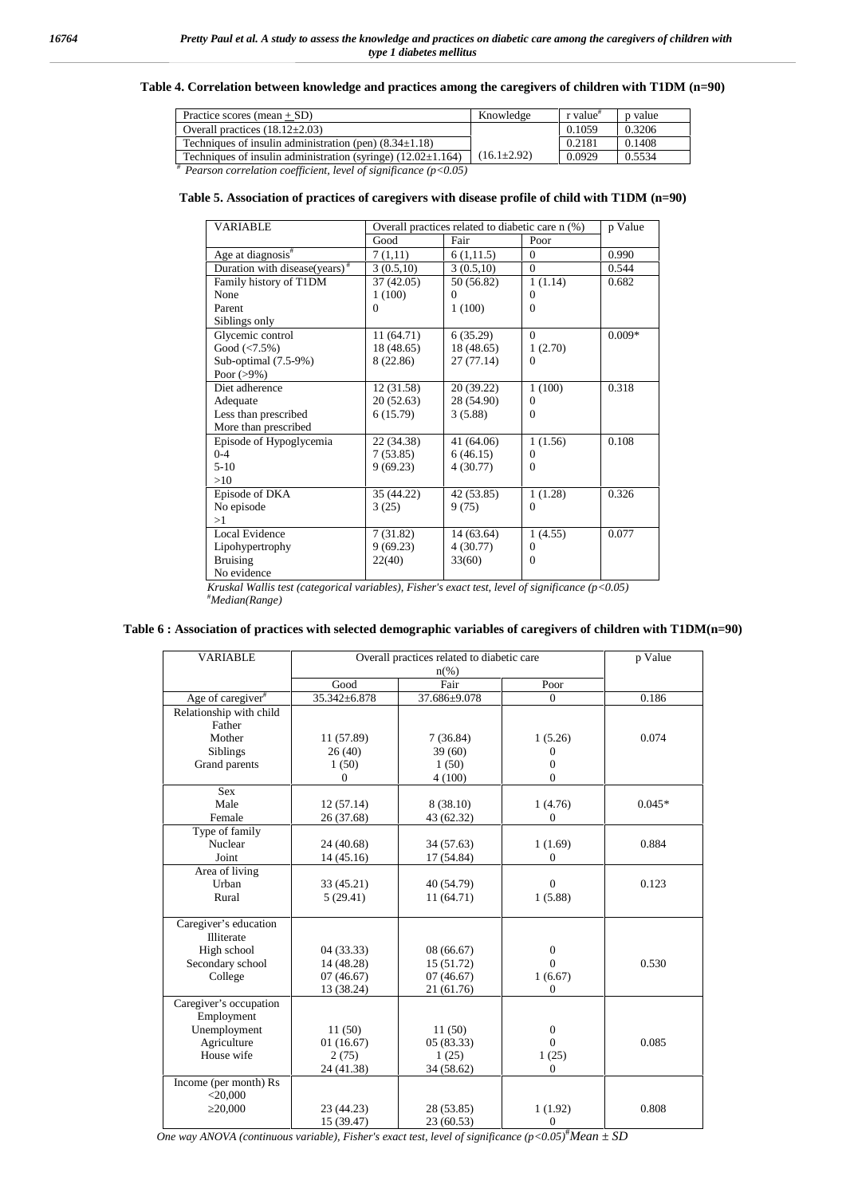**Table 4. Correlation between knowledge and practices among the caregivers of children with T1DM (n=90)**

| Practice scores (mean + SD) | Knowledge | r value[#] | p value |
|---|---|---|---|
| Overall practices (18.12±2.03) | (16.1±2.92) | 0.1059 | 0.3206 |
| Techniques of insulin administration (pen) (8.34±1.18) | | 0.2181 | 0.1408 |
| Techniques of insulin administration (syringe) (12.02±1.164) | | 0.0929 | 0.5534 |

*[#] Pearson correlation coefficient, level of significance ($p<0.05$)*

**Table 5. Association of practices of caregivers with disease profile of child with T1DM (n=90)**

| VARIABLE | Overall practices related to diabetic care n (%) | | | p Value |
|---|---|---|---|---|
| | Good | Fair | Poor | |
| Age at diagnosis[#] | 7 (1,11) | 6 (1,11.5) | 0 | 0.990 |
| Duration with disease(years)[#] | 3 (0.5,10) | 3 (0.5,10) | 0 | 0.544 |
| Family history of T1DM | | | | 0.682 |
| None | 37 (42.05) | 50 (56.82) | 1 (1.14) | |
| Parent | 1 (100) | 0 | 0 | |
| Siblings only | 0 | 1 (100) | 0 | |
| Glycemic control | | | | 0.009* |
| Good (<7.5%) | 11 (64.71) | 6 (35.29) | 0 | |
| Sub-optimal (7.5-9%) | 18 (48.65) | 18 (48.65) | 1 (2.70) | |
| Poor (>9%) | 8 (22.86) | 27 (77.14) | 0 | |
| Diet adherence | | | | 0.318 |
| Adequate | 12 (31.58) | 20 (39.22) | 1 (100) | |
| Less than prescribed | 20 (52.63) | 28 (54.90) | 0 | |
| More than prescribed | 6 (15.79) | 3 (5.88) | 0 | |
| Episode of Hypoglycemia | | | | 0.108 |
| 0-4 | 22 (34.38) | 41 (64.06) | 1 (1.56) | |
| 5-10 | 7 (53.85) | 6 (46.15) | 0 | |
| >10 | 9 (69.23) | 4 (30.77) | 0 | |
| Episode of DKA | | | | 0.326 |
| No episode | 35 (44.22) | 42 (53.85) | 1 (1.28) | |
| >1 | 3 (25) | 9 (75) | 0 | |
| Local Evidence | | | | 0.077 |
| Lipohypertrophy | 7 (31.82) | 14 (63.64) | 1 (4.55) | |
| Bruising | 9 (69.23) | 4 (30.77) | 0 | |
| No evidence | 22(40) | 33(60) | 0 | |

*Kruskal Wallis test (categorical variables), Fisher's exact test, level of significance ($p<0.05$)*
*[#]Median(Range)*

**Table 6 : Association of practices with selected demographic variables of caregivers of children with T1DM(n=90)**

| VARIABLE | Overall practices related to diabetic care n(%) | | | p Value |
|---|---|---|---|---|
| | Good | Fair | Poor | |
| Age of caregiver[#] | 35.342±6.878 | 37.686±9.078 | 0 | 0.186 |
| Relationship with child | | | | 0.074 |
| Father | 11 (57.89) | 7 (36.84) | 1 (5.26) | |
| Mother | 26 (40) | 39 (60) | 0 | |
| Siblings | 1 (50) | 1 (50) | 0 | |
| Grand parents | 0 | 4 (100) | 0 | |
| Sex | | | | 0.045* |
| Male | 12 (57.14) | 8 (38.10) | 1 (4.76) | |
| Female | 26 (37.68) | 43 (62.32) | 0 | |
| Type of family | | | | 0.884 |
| Nuclear | 24 (40.68) | 34 (57.63) | 1 (1.69) | |
| Joint | 14 (45.16) | 17 (54.84) | 0 | |
| Area of living | | | | 0.123 |
| Urban | 33 (45.21) | 40 (54.79) | 0 | |
| Rural | 5 (29.41) | 11 (64.71) | 1 (5.88) | |
| Caregiver's education | | | | 0.530 |
| Illiterate | 04 (33.33) | 08 (66.67) | 0 | |
| High school | 14 (48.28) | 15 (51.72) | 0 | |
| Secondary school | 07 (46.67) | 07 (46.67) | 1 (6.67) | |
| College | 13 (38.24) | 21 (61.76) | 0 | |
| Caregiver's occupation | | | | 0.085 |
| Employment | 11 (50) | 11 (50) | 0 | |
| Unemployment | 01 (16.67) | 05 (83.33) | 0 | |
| Agriculture | 2 (75) | 1 (25) | 1 (25) | |
| House wife | 24 (41.38) | 34 (58.62) | 0 | |
| Income (per month) Rs | | | | 0.808 |
| <20,000 | 23 (44.23) | 28 (53.85) | 1 (1.92) | |
| ≥20,000 | 15 (39.47) | 23 (60.53) | 0 | |

*One way ANOVA (continuous variable), Fisher's exact test, level of significance ($p<0.05$)[#]Mean ± SD*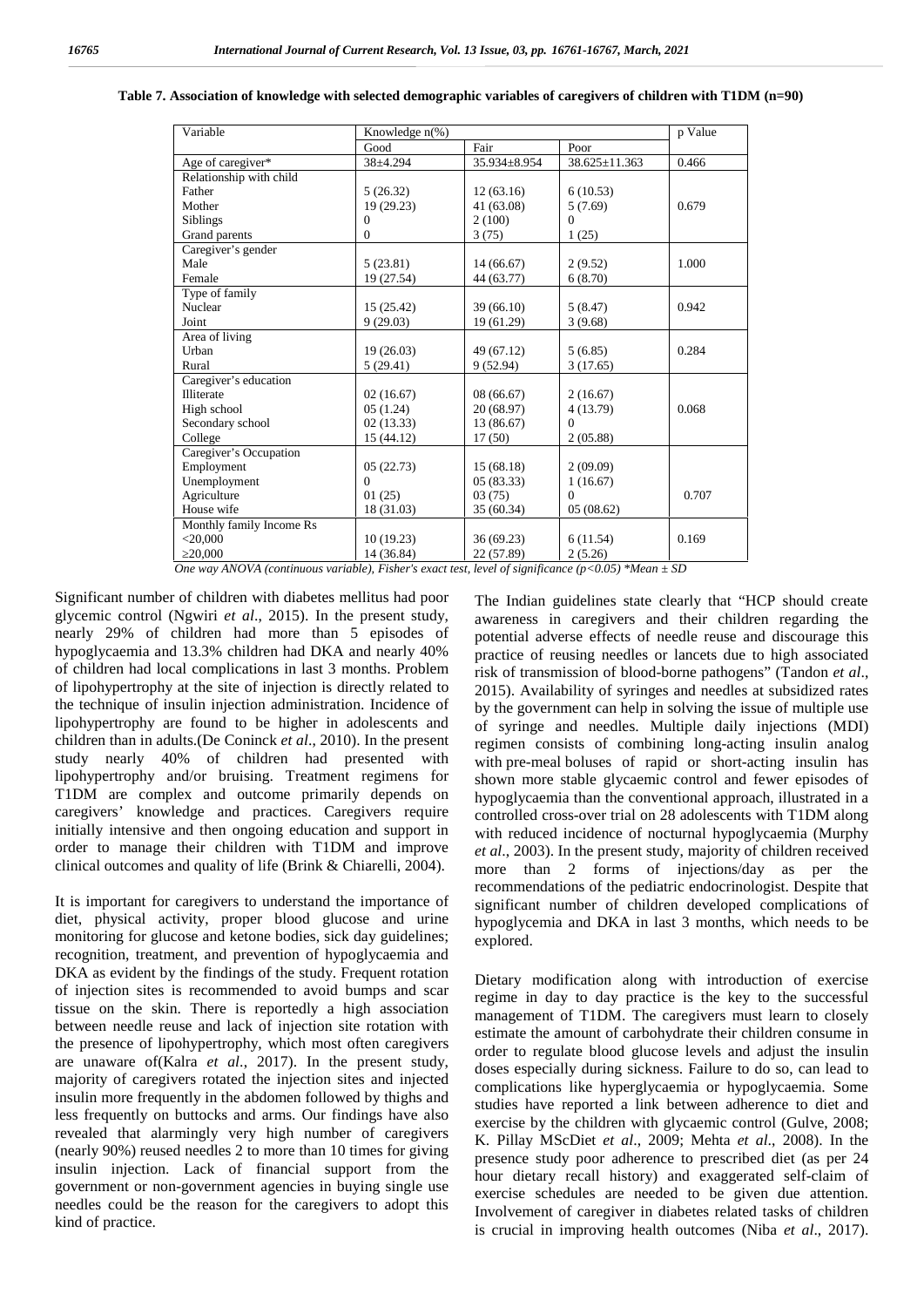**Table 7. Association of knowledge with selected demographic variables of caregivers of children with T1DM (n=90)**

| Variable | Knowledge n(%) | | | p Value |
|---|---|---|---|---|
| | Good | Fair | Poor | |
| Age of caregiver* | 38±4.294 | 35.934±8.954 | 38.625±11.363 | 0.466 |
| Relationship with child | | | | |
| Father | 5 (26.32) | 12 (63.16) | 6 (10.53) | |
| Mother | 19 (29.23) | 41 (63.08) | 5 (7.69) | 0.679 |
| Siblings | 0 | 2 (100) | 0 | |
| Grand parents | 0 | 3 (75) | 1 (25) | |
| Caregiver's gender | | | | |
| Male | 5 (23.81) | 14 (66.67) | 2 (9.52) | 1.000 |
| Female | 19 (27.54) | 44 (63.77) | 6 (8.70) | |
| Type of family | | | | |
| Nuclear | 15 (25.42) | 39 (66.10) | 5 (8.47) | 0.942 |
| Joint | 9 (29.03) | 19 (61.29) | 3 (9.68) | |
| Area of living | | | | |
| Urban | 19 (26.03) | 49 (67.12) | 5 (6.85) | 0.284 |
| Rural | 5 (29.41) | 9 (52.94) | 3 (17.65) | |
| Caregiver's education | | | | |
| Illiterate | 02 (16.67) | 08 (66.67) | 2 (16.67) | |
| High school | 05 (1.24) | 20 (68.97) | 4 (13.79) | 0.068 |
| Secondary school | 02 (13.33) | 13 (86.67) | 0 | |
| College | 15 (44.12) | 17 (50) | 2 (05.88) | |
| Caregiver's Occupation | | | | |
| Employment | 05 (22.73) | 15 (68.18) | 2 (09.09) | |
| Unemployment | 0 | 05 (83.33) | 1 (16.67) | |
| Agriculture | 01 (25) | 03 (75) | 0 | 0.707 |
| House wife | 18 (31.03) | 35 (60.34) | 05 (08.62) | |
| Monthly family Income Rs | | | | |
| <20,000 | 10 (19.23) | 36 (69.23) | 6 (11.54) | 0.169 |
| ≥20,000 | 14 (36.84) | 22 (57.89) | 2 (5.26) | |

*One way ANOVA (continuous variable), Fisher's exact test, level of significance ($p<0.05$) *Mean ± SD*

Significant number of children with diabetes mellitus had poor glycemic control (Ngwiri *et al.*, 2015). In the present study, nearly 29% of children had more than 5 episodes of hypoglycaemia and 13.3% children had DKA and nearly 40% of children had local complications in last 3 months. Problem of lipohypertrophy at the site of injection is directly related to the technique of insulin injection administration. Incidence of lipohypertrophy are found to be higher in adolescents and children than in adults.(De Coninck *et al*., 2010). In the present study nearly 40% of children had presented with lipohypertrophy and/or bruising. Treatment regimens for T1DM are complex and outcome primarily depends on caregivers' knowledge and practices. Caregivers require initially intensive and then ongoing education and support in order to manage their children with T1DM and improve clinical outcomes and quality of life (Brink & Chiarelli, 2004).

It is important for caregivers to understand the importance of diet, physical activity, proper blood glucose and urine monitoring for glucose and ketone bodies, sick day guidelines; recognition, treatment, and prevention of hypoglycaemia and DKA as evident by the findings of the study. Frequent rotation of injection sites is recommended to avoid bumps and scar tissue on the skin. There is reportedly a high association between needle reuse and lack of injection site rotation with the presence of lipohypertrophy, which most often caregivers are unaware of(Kalra *et al*., 2017). In the present study, majority of caregivers rotated the injection sites and injected insulin more frequently in the abdomen followed by thighs and less frequently on buttocks and arms. Our findings have also revealed that alarmingly very high number of caregivers (nearly 90%) reused needles 2 to more than 10 times for giving insulin injection. Lack of financial support from the government or non-government agencies in buying single use needles could be the reason for the caregivers to adopt this kind of practice.

The Indian guidelines state clearly that "HCP should create awareness in caregivers and their children regarding the potential adverse effects of needle reuse and discourage this practice of reusing needles or lancets due to high associated risk of transmission of blood-borne pathogens" (Tandon *et al*., 2015). Availability of syringes and needles at subsidized rates by the government can help in solving the issue of multiple use of syringe and needles. Multiple daily injections (MDI) regimen consists of combining long-acting insulin analog with pre-meal boluses of rapid or short-acting insulin has shown more stable glycaemic control and fewer episodes of hypoglycaemia than the conventional approach, illustrated in a controlled cross-over trial on 28 adolescents with T1DM along with reduced incidence of nocturnal hypoglycaemia (Murphy *et al*., 2003). In the present study, majority of children received more than 2 forms of injections/day as per the recommendations of the pediatric endocrinologist. Despite that significant number of children developed complications of hypoglycemia and DKA in last 3 months, which needs to be explored.

Dietary modification along with introduction of exercise regime in day to day practice is the key to the successful management of T1DM. The caregivers must learn to closely estimate the amount of carbohydrate their children consume in order to regulate blood glucose levels and adjust the insulin doses especially during sickness. Failure to do so, can lead to complications like hyperglycaemia or hypoglycaemia. Some studies have reported a link between adherence to diet and exercise by the children with glycaemic control (Gulve, 2008; K. Pillay MScDiet *et al*., 2009; Mehta *et al*., 2008). In the presence study poor adherence to prescribed diet (as per 24 hour dietary recall history) and exaggerated self-claim of exercise schedules are needed to be given due attention. Involvement of caregiver in diabetes related tasks of children is crucial in improving health outcomes (Niba *et al*., 2017).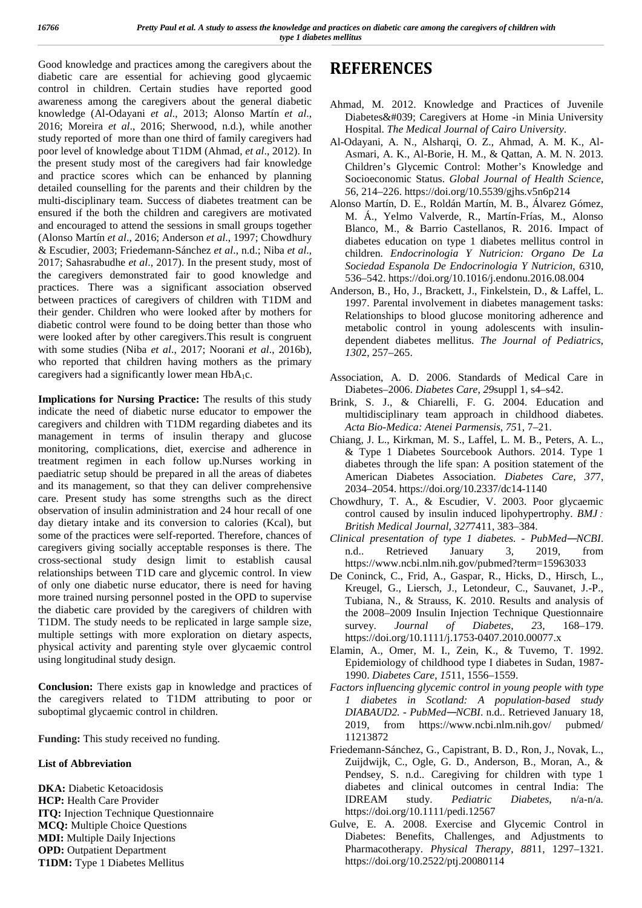Good knowledge and practices among the caregivers about the diabetic care are essential for achieving good glycaemic control in children. Certain studies have reported good awareness among the caregivers about the general diabetic knowledge (Al-Odayani *et al*., 2013; Alonso Martín *et al*., 2016; Moreira *et al*., 2016; Sherwood, n.d.), while another study reported of more than one third of family caregivers had poor level of knowledge about T1DM (Ahmad, *et al*., 2012). In the present study most of the caregivers had fair knowledge and practice scores which can be enhanced by planning detailed counselling for the parents and their children by the multi-disciplinary team. Success of diabetes treatment can be ensured if the both the children and caregivers are motivated and encouraged to attend the sessions in small groups together (Alonso Martín *et al*., 2016; Anderson *et al*., 1997; Chowdhury & Escudier, 2003; Friedemann-Sánchez *et al*., n.d.; Niba *et al*., 2017; Sahasrabudhe *et al*., 2017). In the present study, most of the caregivers demonstrated fair to good knowledge and practices. There was a significant association observed between practices of caregivers of children with T1DM and their gender. Children who were looked after by mothers for diabetic control were found to be doing better than those who were looked after by other caregivers.This result is congruent with some studies (Niba *et al*., 2017; Noorani *et al*., 2016b), who reported that children having mothers as the primary caregivers had a significantly lower mean $HbA_1c$.

**Implications for Nursing Practice:** The results of this study indicate the need of diabetic nurse educator to empower the caregivers and children with T1DM regarding diabetes and its management in terms of insulin therapy and glucose monitoring, complications, diet, exercise and adherence in treatment regimen in each follow up.Nurses working in paediatric setup should be prepared in all the areas of diabetes and its management, so that they can deliver comprehensive care. Present study has some strengths such as the direct observation of insulin administration and 24 hour recall of one day dietary intake and its conversion to calories (Kcal), but some of the practices were self-reported. Therefore, chances of caregivers giving socially acceptable responses is there. The cross-sectional study design limit to establish causal relationships between T1D care and glycemic control. In view of only one diabetic nurse educator, there is need for having more trained nursing personnel posted in the OPD to supervise the diabetic care provided by the caregivers of children with T1DM. The study needs to be replicated in large sample size, multiple settings with more exploration on dietary aspects, physical activity and parenting style over glycaemic control using longitudinal study design.

**Conclusion:** There exists gap in knowledge and practices of the caregivers related to T1DM attributing to poor or suboptimal glycaemic control in children.

**Funding:** This study received no funding.

**List of Abbreviation**

**DKA:** Diabetic Ketoacidosis
**HCP:** Health Care Provider
**ITQ:** Injection Technique Questionnaire
**MCQ:** Multiple Choice Questions
**MDI:** Multiple Daily Injections
**OPD:** Outpatient Department
**T1DM:** Type 1 Diabetes Mellitus

# REFERENCES

Ahmad, M. 2012. Knowledge and Practices of Juvenile Diabetes&#039; Caregivers at Home -in Minia University Hospital. *The Medical Journal of Cairo University*.

Al-Odayani, A. N., Alsharqi, O. Z., Ahmad, A. M. K., Al-Asmari, A. K., Al-Borie, H. M., & Qattan, A. M. N. 2013. Children's Glycemic Control: Mother's Knowledge and Socioeconomic Status. *Global Journal of Health Science*, *5*6, 214–226. https://doi.org/10.5539/gjhs.v5n6p214

Alonso Martín, D. E., Roldán Martín, M. B., Álvarez Gómez, M. Á., Yelmo Valverde, R., Martín-Frías, M., Alonso Blanco, M., & Barrio Castellanos, R. 2016. Impact of diabetes education on type 1 diabetes mellitus control in children. *Endocrinologia Y Nutricion: Organo De La Sociedad Espanola De Endocrinologia Y Nutricion*, *63*10, 536–542. https://doi.org/10.1016/j.endonu.2016.08.004

Anderson, B., Ho, J., Brackett, J., Finkelstein, D., & Laffel, L. 1997. Parental involvement in diabetes management tasks: Relationships to blood glucose monitoring adherence and metabolic control in young adolescents with insulin-dependent diabetes mellitus. *The Journal of Pediatrics*, *130*2, 257–265.

Association, A. D. 2006. Standards of Medical Care in Diabetes–2006. *Diabetes Care*, *29*suppl 1, s4–s42.

Brink, S. J., & Chiarelli, F. G. 2004. Education and multidisciplinary team approach in childhood diabetes. *Acta Bio-Medica: Atenei Parmensis*, *75*1, 7–21.

Chiang, J. L., Kirkman, M. S., Laffel, L. M. B., Peters, A. L., & Type 1 Diabetes Sourcebook Authors. 2014. Type 1 diabetes through the life span: A position statement of the American Diabetes Association. *Diabetes Care*, *37*7, 2034–2054. https://doi.org/10.2337/dc14-1140

Chowdhury, T. A., & Escudier, V. 2003. Poor glycaemic control caused by insulin induced lipohypertrophy. *BMJ : British Medical Journal*, *327*7411, 383–384.

*Clinical presentation of type 1 diabetes. - PubMed—NCBI*. n.d.. Retrieved January 3, 2019, from https://www.ncbi.nlm.nih.gov/pubmed?term=15963033

De Coninck, C., Frid, A., Gaspar, R., Hicks, D., Hirsch, L., Kreugel, G., Liersch, J., Letondeur, C., Sauvanet, J.-P., Tubiana, N., & Strauss, K. 2010. Results and analysis of the 2008–2009 Insulin Injection Technique Questionnaire survey. *Journal of Diabetes*, *2*3, 168–179. https://doi.org/10.1111/j.1753-0407.2010.00077.x

Elamin, A., Omer, M. I., Zein, K., & Tuvemo, T. 1992. Epidemiology of childhood type I diabetes in Sudan, 1987-1990. *Diabetes Care*, *15*11, 1556–1559.

*Factors influencing glycemic control in young people with type 1 diabetes in Scotland: A population-based study DIABAUD2. - PubMed—NCBI*. n.d.. Retrieved January 18, 2019, from https://www.ncbi.nlm.nih.gov/ pubmed/ 11213872

Friedemann-Sánchez, G., Capistrant, B. D., Ron, J., Novak, L., Zuijdwijk, C., Ogle, G. D., Anderson, B., Moran, A., & Pendsey, S. n.d.. Caregiving for children with type 1 diabetes and clinical outcomes in central India: The IDREAM study. *Pediatric Diabetes*, n/a-n/a. https://doi.org/10.1111/pedi.12567

Gulve, E. A. 2008. Exercise and Glycemic Control in Diabetes: Benefits, Challenges, and Adjustments to Pharmacotherapy. *Physical Therapy*, *88*11, 1297–1321. https://doi.org/10.2522/ptj.20080114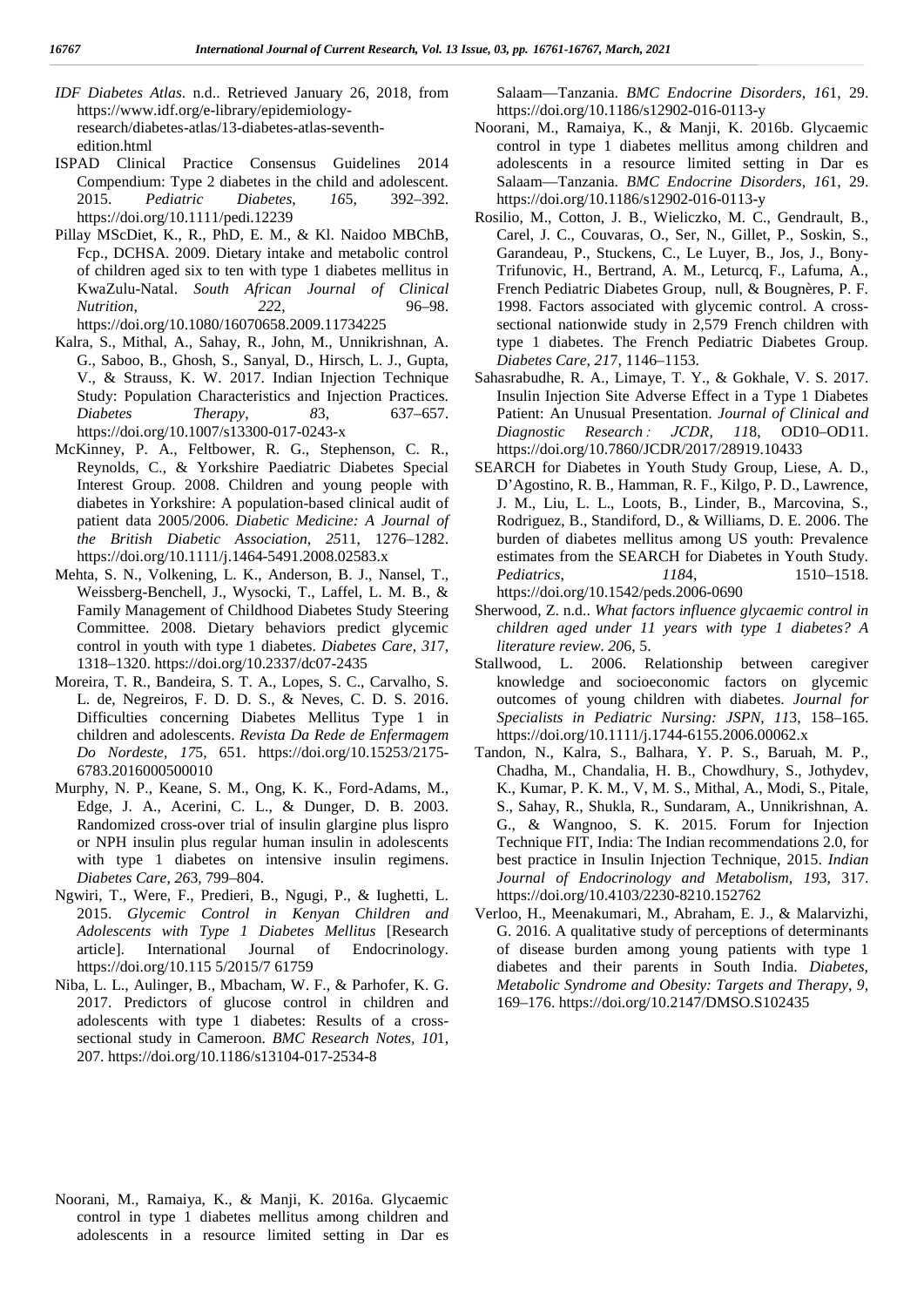*IDF Diabetes Atlas*. n.d.. Retrieved January 26, 2018, from https://www.idf.org/e-library/epidemiology-research/diabetes-atlas/13-diabetes-atlas-seventh-edition.html

ISPAD Clinical Practice Consensus Guidelines 2014 Compendium: Type 2 diabetes in the child and adolescent. 2015. *Pediatric Diabetes*, *16*5, 392–392. https://doi.org/10.1111/pedi.12239

Pillay MScDiet, K., R., PhD, E. M., & Kl. Naidoo MBChB, Fcp., DCHSA. 2009. Dietary intake and metabolic control of children aged six to ten with type 1 diabetes mellitus in KwaZulu-Natal. *South African Journal of Clinical Nutrition*, *22*2, 96–98. https://doi.org/10.1080/16070658.2009.11734225

Kalra, S., Mithal, A., Sahay, R., John, M., Unnikrishnan, A. G., Saboo, B., Ghosh, S., Sanyal, D., Hirsch, L. J., Gupta, V., & Strauss, K. W. 2017. Indian Injection Technique Study: Population Characteristics and Injection Practices. *Diabetes Therapy*, *8*3, 637–657. https://doi.org/10.1007/s13300-017-0243-x

McKinney, P. A., Feltbower, R. G., Stephenson, C. R., Reynolds, C., & Yorkshire Paediatric Diabetes Special Interest Group. 2008. Children and young people with diabetes in Yorkshire: A population-based clinical audit of patient data 2005/2006. *Diabetic Medicine: A Journal of the British Diabetic Association*, *25*11, 1276–1282. https://doi.org/10.1111/j.1464-5491.2008.02583.x

Mehta, S. N., Volkening, L. K., Anderson, B. J., Nansel, T., Weissberg-Benchell, J., Wysocki, T., Laffel, L. M. B., & Family Management of Childhood Diabetes Study Steering Committee. 2008. Dietary behaviors predict glycemic control in youth with type 1 diabetes. *Diabetes Care*, *31*7, 1318–1320. https://doi.org/10.2337/dc07-2435

Moreira, T. R., Bandeira, S. T. A., Lopes, S. C., Carvalho, S. L. de, Negreiros, F. D. D. S., & Neves, C. D. S. 2016. Difficulties concerning Diabetes Mellitus Type 1 in children and adolescents. *Revista Da Rede de Enfermagem Do Nordeste*, *17*5, 651. https://doi.org/10.15253/2175-6783.2016000500010

Murphy, N. P., Keane, S. M., Ong, K. K., Ford-Adams, M., Edge, J. A., Acerini, C. L., & Dunger, D. B. 2003. Randomized cross-over trial of insulin glargine plus lispro or NPH insulin plus regular human insulin in adolescents with type 1 diabetes on intensive insulin regimens. *Diabetes Care*, *26*3, 799–804.

Ngwiri, T., Were, F., Predieri, B., Ngugi, P., & Iughetti, L. 2015. *Glycemic Control in Kenyan Children and Adolescents with Type 1 Diabetes Mellitus* [Research article]. International Journal of Endocrinology. https://doi.org/10.115 5/2015/7 61759

Niba, L. L., Aulinger, B., Mbacham, W. F., & Parhofer, K. G. 2017. Predictors of glucose control in children and adolescents with type 1 diabetes: Results of a cross-sectional study in Cameroon. *BMC Research Notes*, *10*1, 207. https://doi.org/10.1186/s13104-017-2534-8

Noorani, M., Ramaiya, K., & Manji, K. 2016a. Glycaemic control in type 1 diabetes mellitus among children and adolescents in a resource limited setting in Dar es Salaam—Tanzania. *BMC Endocrine Disorders*, *16*1, 29. https://doi.org/10.1186/s12902-016-0113-y

Noorani, M., Ramaiya, K., & Manji, K. 2016b. Glycaemic control in type 1 diabetes mellitus among children and adolescents in a resource limited setting in Dar es Salaam—Tanzania. *BMC Endocrine Disorders*, *16*1, 29. https://doi.org/10.1186/s12902-016-0113-y

Rosilio, M., Cotton, J. B., Wieliczko, M. C., Gendrault, B., Carel, J. C., Couvaras, O., Ser, N., Gillet, P., Soskin, S., Garandeau, P., Stuckens, C., Le Luyer, B., Jos, J., Bony-Trifunovic, H., Bertrand, A. M., Leturcq, F., Lafuma, A., French Pediatric Diabetes Group, null, & Bougnères, P. F. 1998. Factors associated with glycemic control. A cross-sectional nationwide study in 2,579 French children with type 1 diabetes. The French Pediatric Diabetes Group. *Diabetes Care*, *21*7, 1146–1153.

Sahasrabudhe, R. A., Limaye, T. Y., & Gokhale, V. S. 2017. Insulin Injection Site Adverse Effect in a Type 1 Diabetes Patient: An Unusual Presentation. *Journal of Clinical and Diagnostic Research : JCDR*, *11*8, OD10–OD11. https://doi.org/10.7860/JCDR/2017/28919.10433

SEARCH for Diabetes in Youth Study Group, Liese, A. D., D'Agostino, R. B., Hamman, R. F., Kilgo, P. D., Lawrence, J. M., Liu, L. L., Loots, B., Linder, B., Marcovina, S., Rodriguez, B., Standiford, D., & Williams, D. E. 2006. The burden of diabetes mellitus among US youth: Prevalence estimates from the SEARCH for Diabetes in Youth Study. *Pediatrics*, *118*4, 1510–1518. https://doi.org/10.1542/peds.2006-0690

Sherwood, Z. n.d.. *What factors influence glycaemic control in children aged under 11 years with type 1 diabetes? A literature review. 20*6, 5.

Stallwood, L. 2006. Relationship between caregiver knowledge and socioeconomic factors on glycemic outcomes of young children with diabetes. *Journal for Specialists in Pediatric Nursing: JSPN*, *11*3, 158–165. https://doi.org/10.1111/j.1744-6155.2006.00062.x

Tandon, N., Kalra, S., Balhara, Y. P. S., Baruah, M. P., Chadha, M., Chandalia, H. B., Chowdhury, S., Jothydev, K., Kumar, P. K. M., V, M. S., Mithal, A., Modi, S., Pitale, S., Sahay, R., Shukla, R., Sundaram, A., Unnikrishnan, A. G., & Wangnoo, S. K. 2015. Forum for Injection Technique FIT, India: The Indian recommendations 2.0, for best practice in Insulin Injection Technique, 2015. *Indian Journal of Endocrinology and Metabolism*, *19*3, 317. https://doi.org/10.4103/2230-8210.152762

Verloo, H., Meenakumari, M., Abraham, E. J., & Malarvizhi, G. 2016. A qualitative study of perceptions of determinants of disease burden among young patients with type 1 diabetes and their parents in South India. *Diabetes, Metabolic Syndrome and Obesity: Targets and Therapy*, *9*, 169–176. https://doi.org/10.2147/DMSO.S102435